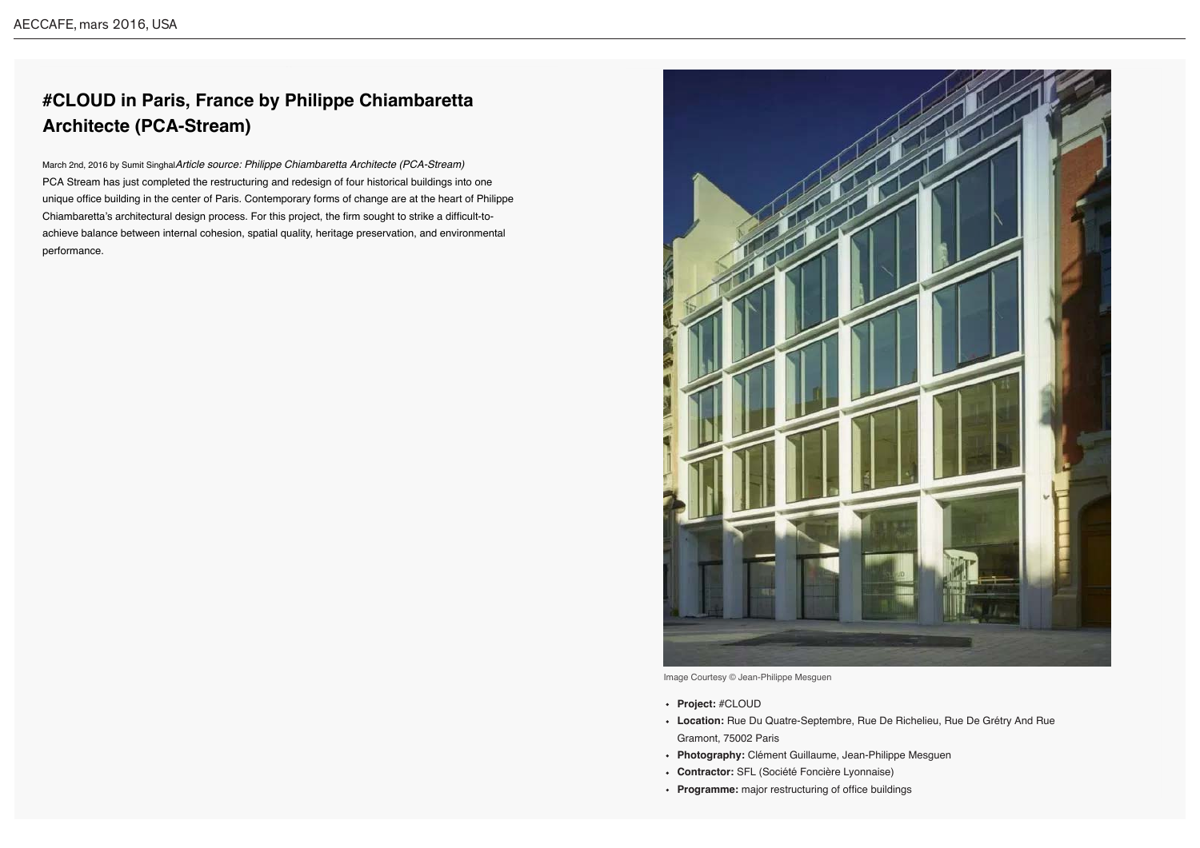# #CLOUD in Paris, France by Philippe Chiambaretta Architecte (PCA-Stream)

March 2nd, 2016 by Sumit Singhal *Article source: Philippe Chiambaretta Architecte (PCA-Stream)*

PCA Stream has just completed the restructuring and redesign of four historical buildings into one unique office building in the center of Paris. Contemporary forms of change are at the heart of Philippe Chiambaretta's architectural design process. For this project, the firm sought to strike a difficult-to-achieve balance between internal cohesion, spatial quality, heritage preservation, and environmental performance.

Image Courtesy © Jean-Philippe Mesguen

- **Project:** #CLOUD
- **Location:** Rue Du Quatre-Septembre, Rue De Richelieu, Rue De Grétry And Rue Gramont, 75002 Paris
- **Photography:** Clément Guillaume, Jean-Philippe Mesguen
- **Contractor:** SFL (Société Foncière Lyonnaise)
- **Programme:** major restructuring of office buildings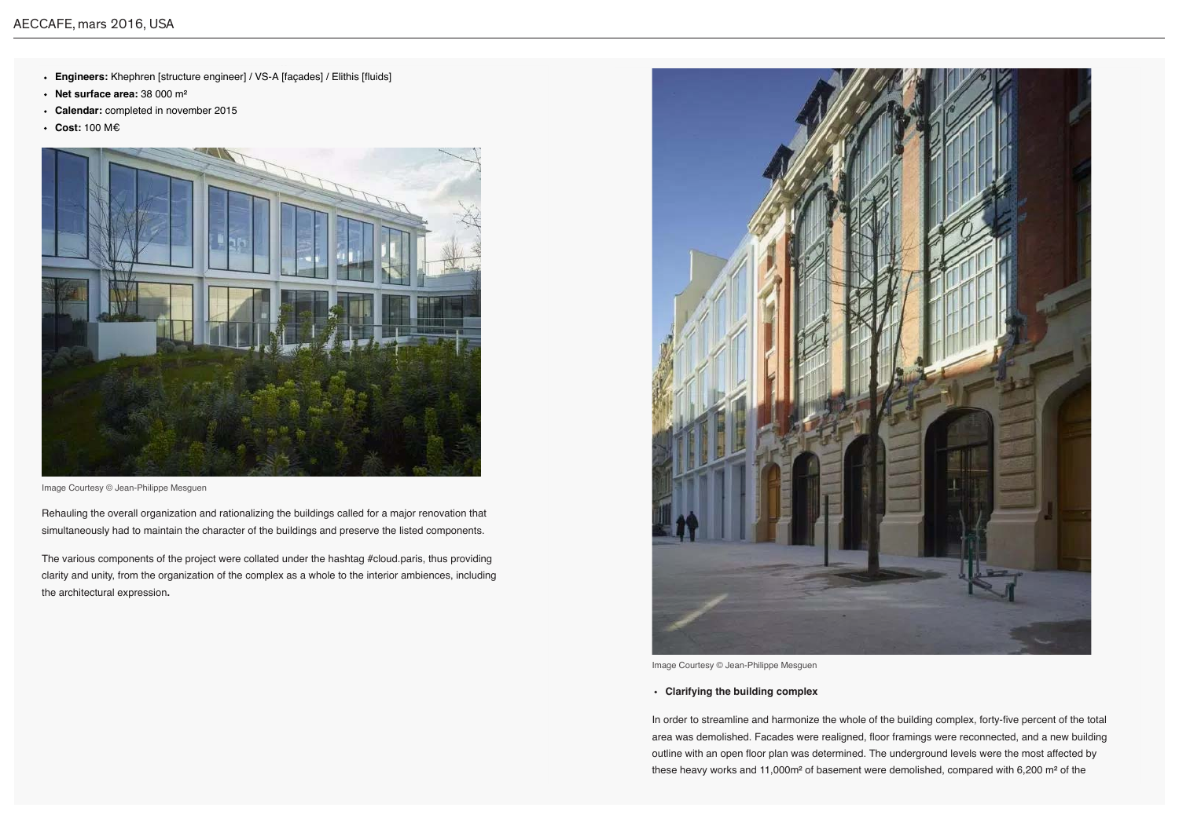- **Engineers:** Khephren [structure engineer] / VS-A [façades] / Elithis [fluids]
- **Net surface area:** 38 000 m²
- **Calendar:** completed in november 2015
- **Cost:** 100 M€

Image Courtesy © Jean-Philippe Mesguen

Rehauling the overall organization and rationalizing the buildings called for a major renovation that simultaneously had to maintain the character of the buildings and preserve the listed components.

The various components of the project were collated under the hashtag #cloud.paris, thus providing clarity and unity, from the organization of the complex as a whole to the interior ambiences, including the architectural expression**.**

Image Courtesy © Jean-Philippe Mesguen

- **Clarifying the building complex**

In order to streamline and harmonize the whole of the building complex, forty-five percent of the total area was demolished. Facades were realigned, floor framings were reconnected, and a new building outline with an open floor plan was determined. The underground levels were the most affected by these heavy works and 11,000m² of basement were demolished, compared with 6,200 m² of the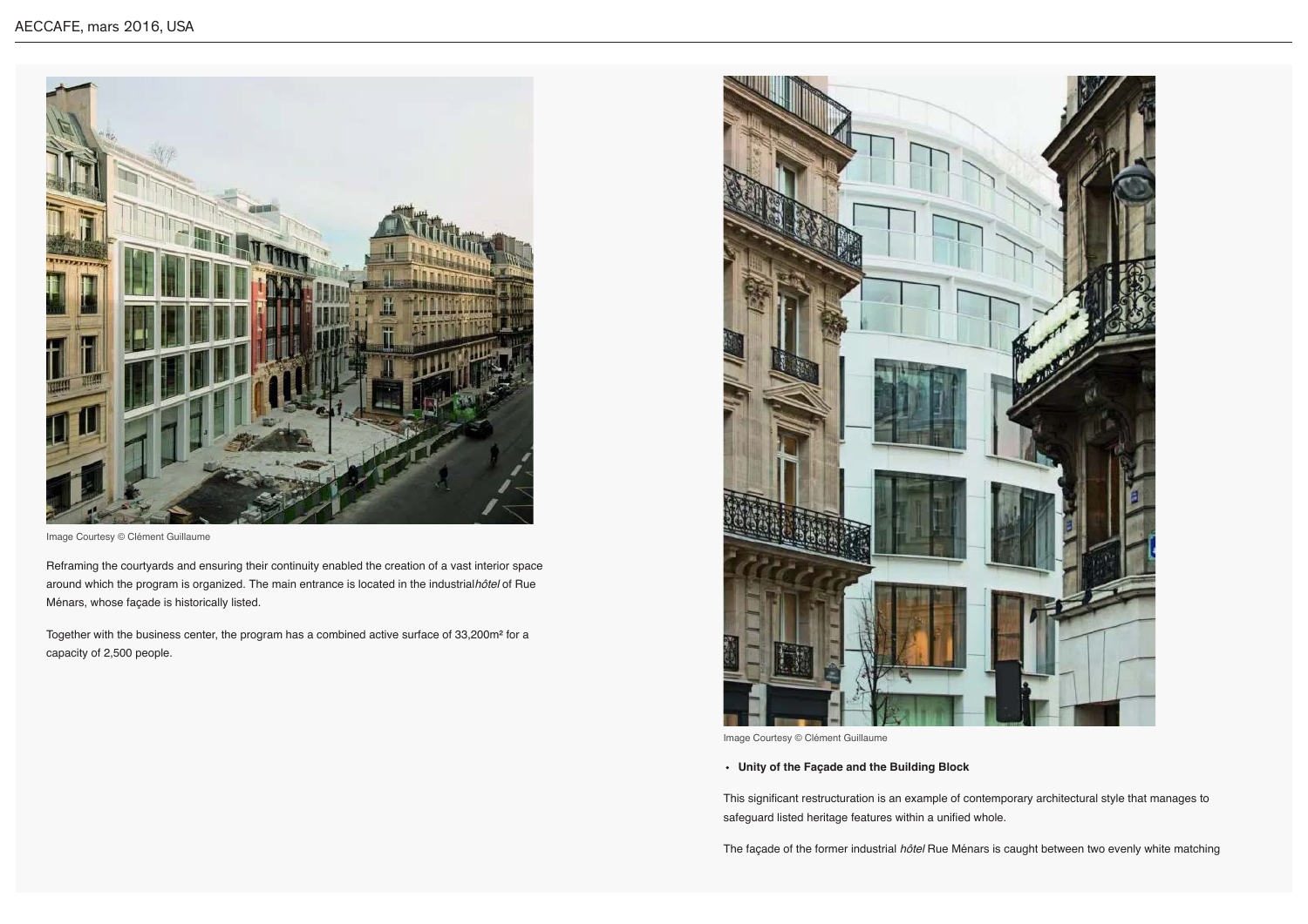Image Courtesy © Clément Guillaume

Reframing the courtyards and ensuring their continuity enabled the creation of a vast interior space around which the program is organized. The main entrance is located in the industrial *hôtel* of Rue Ménars, whose façade is historically listed.

Together with the business center, the program has a combined active surface of 33,200m² for a capacity of 2,500 people.

Image Courtesy © Clément Guillaume

- **Unity of the Façade and the Building Block**

This significant restructuration is an example of contemporary architectural style that manages to safeguard listed heritage features within a unified whole.

The façade of the former industrial *hôtel* Rue Ménars is caught between two evenly white matching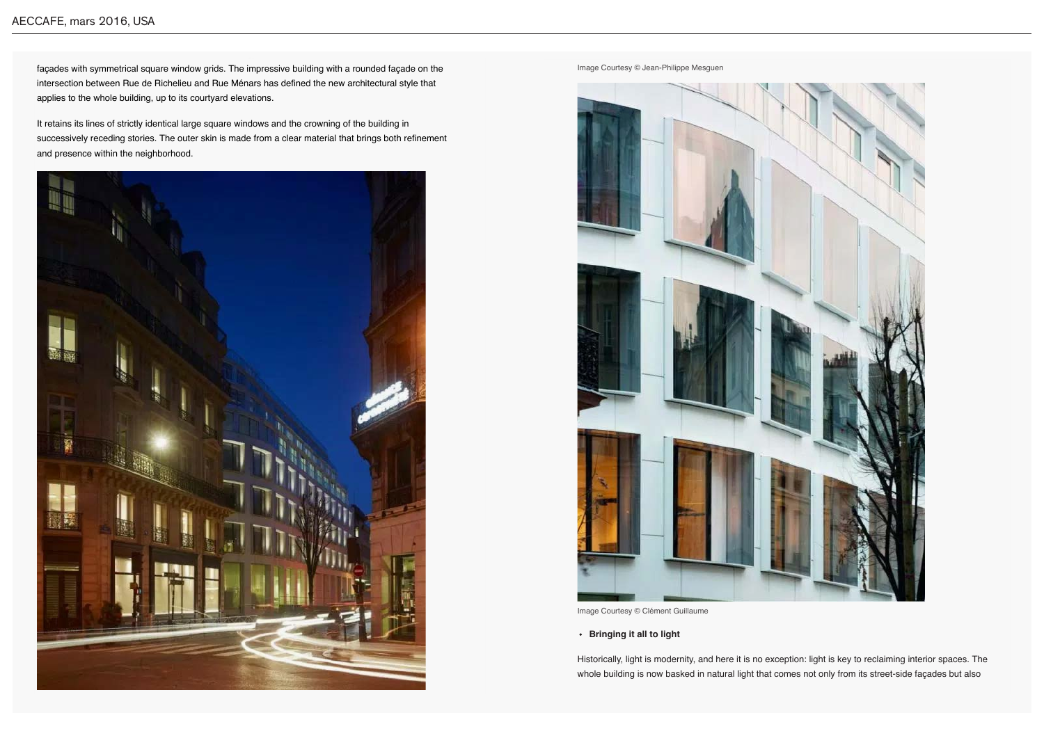façades with symmetrical square window grids. The impressive building with a rounded façade on the intersection between Rue de Richelieu and Rue Ménars has defined the new architectural style that applies to the whole building, up to its courtyard elevations.

It retains its lines of strictly identical large square windows and the crowning of the building in successively receding stories. The outer skin is made from a clear material that brings both refinement and presence within the neighborhood.

Image Courtesy © Jean-Philippe Mesguen

Image Courtesy © Clément Guillaume

- **Bringing it all to light**

Historically, light is modernity, and here it is no exception: light is key to reclaiming interior spaces. The whole building is now basked in natural light that comes not only from its street-side façades but also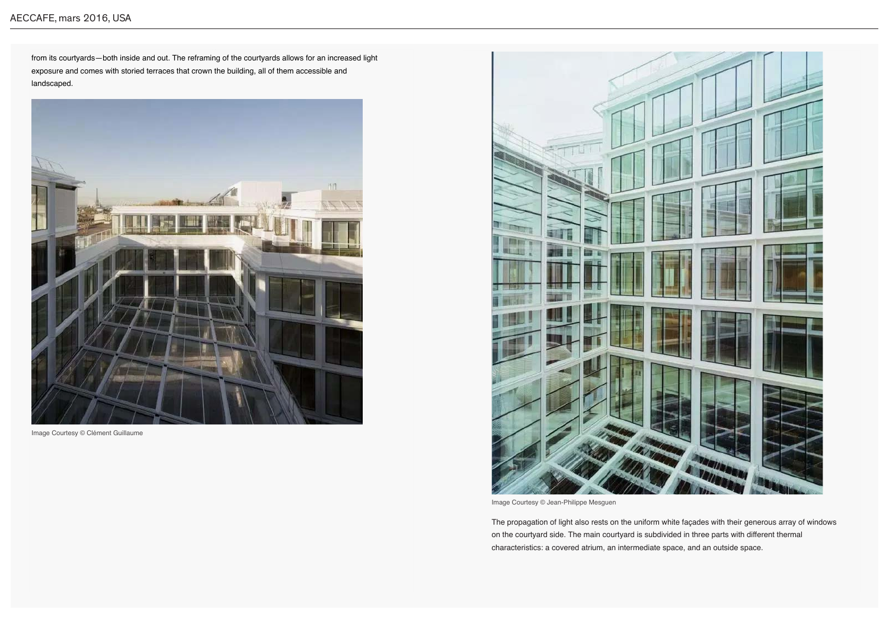from its courtyards—both inside and out. The reframing of the courtyards allows for an increased light exposure and comes with storied terraces that crown the building, all of them accessible and landscaped.

Image Courtesy © Clément Guillaume

Image Courtesy © Jean-Philippe Mesguen

The propagation of light also rests on the uniform white façades with their generous array of windows on the courtyard side. The main courtyard is subdivided in three parts with different thermal characteristics: a covered atrium, an intermediate space, and an outside space.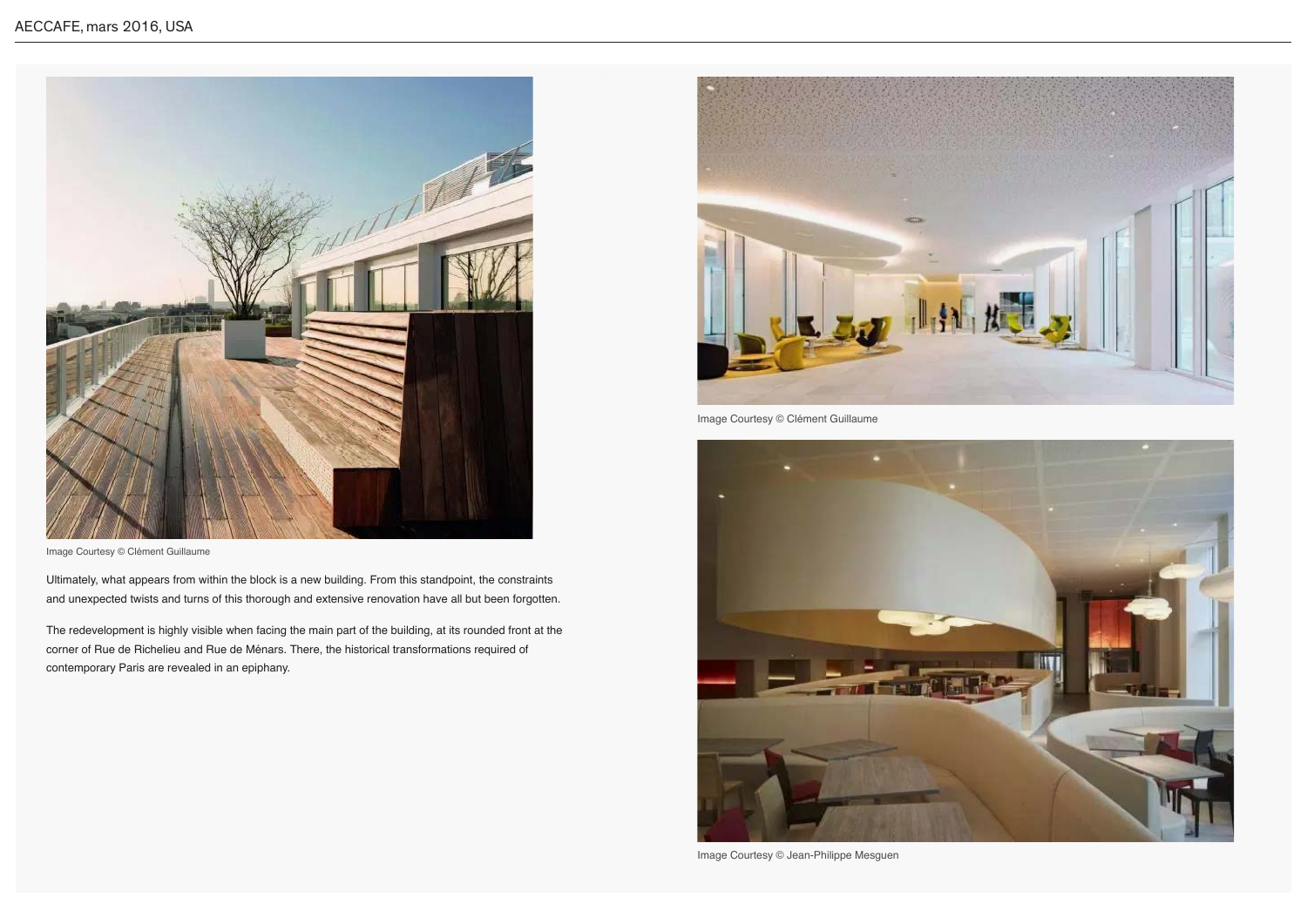Image Courtesy © Clément Guillaume

Ultimately, what appears from within the block is a new building. From this standpoint, the constraints and unexpected twists and turns of this thorough and extensive renovation have all but been forgotten.

The redevelopment is highly visible when facing the main part of the building, at its rounded front at the corner of Rue de Richelieu and Rue de Ménars. There, the historical transformations required of contemporary Paris are revealed in an epiphany.

Image Courtesy © Clément Guillaume

Image Courtesy © Jean-Philippe Mesguen